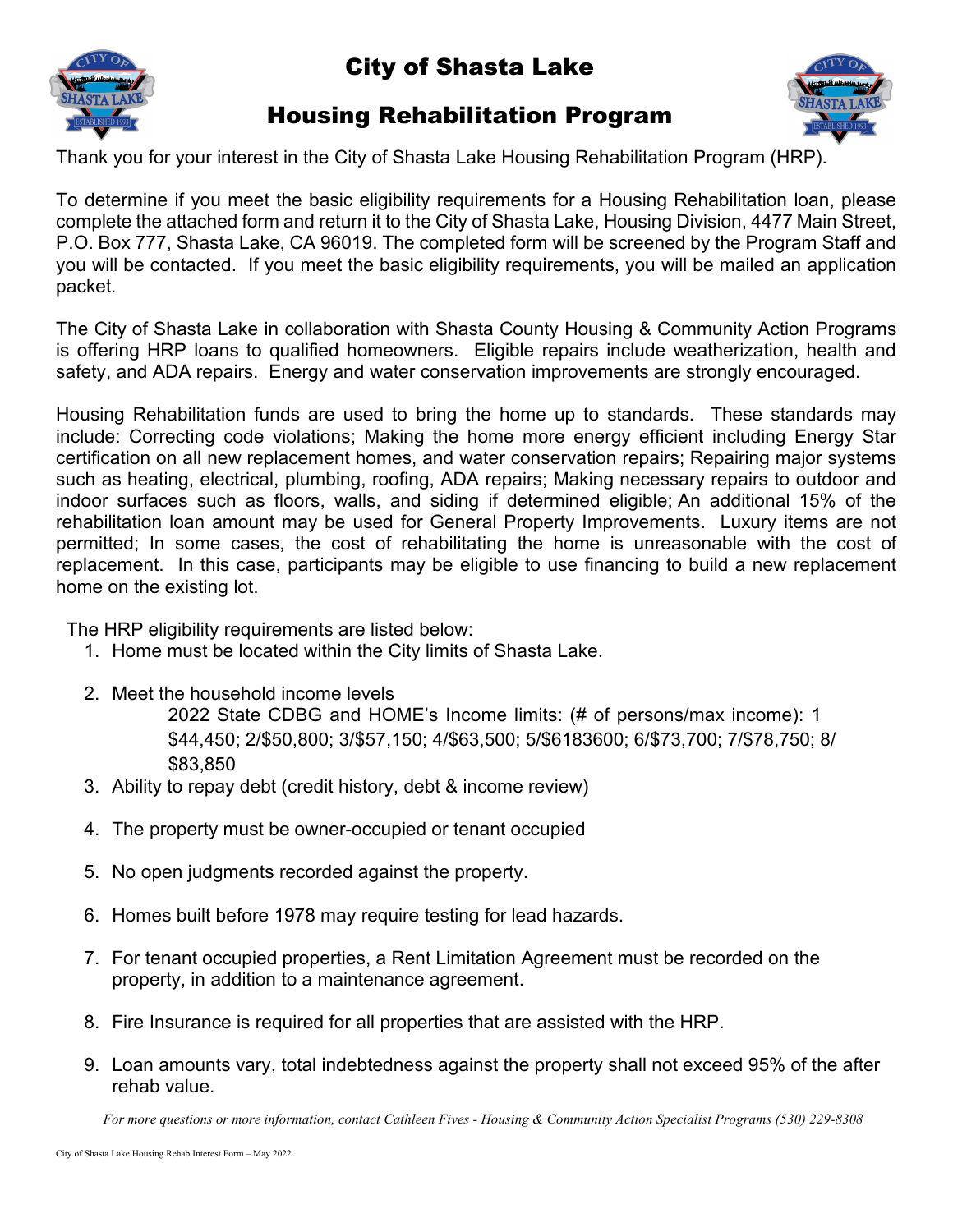# City of Shasta Lake

## Housing Rehabilitation Program

Thank you for your interest in the City of Shasta Lake Housing Rehabilitation Program (HRP).

To determine if you meet the basic eligibility requirements for a Housing Rehabilitation loan, please complete the attached form and return it to the City of Shasta Lake, Housing Division, 4477 Main Street, P.O. Box 777, Shasta Lake, CA 96019. The completed form will be screened by the Program Staff and you will be contacted. If you meet the basic eligibility requirements, you will be mailed an application packet.

The City of Shasta Lake in collaboration with Shasta County Housing & Community Action Programs is offering HRP loans to qualified homeowners. Eligible repairs include weatherization, health and safety, and ADA repairs. Energy and water conservation improvements are strongly encouraged.

Housing Rehabilitation funds are used to bring the home up to standards. These standards may include: Correcting code violations; Making the home more energy efficient including Energy Star certification on all new replacement homes, and water conservation repairs; Repairing major systems such as heating, electrical, plumbing, roofing, ADA repairs; Making necessary repairs to outdoor and indoor surfaces such as floors, walls, and siding if determined eligible; An additional 15% of the rehabilitation loan amount may be used for General Property Improvements. Luxury items are not permitted; In some cases, the cost of rehabilitating the home is unreasonable with the cost of replacement. In this case, participants may be eligible to use financing to build a new replacement home on the existing lot.

The HRP eligibility requirements are listed below:

1. Home must be located within the City limits of Shasta Lake.
2. Meet the household income levels

   2022 State CDBG and HOME's Income limits: (# of persons/max income): 1 $44,450; 2/$50,800; 3/$57,150; 4/$63,500; 5/$6183600; 6/$73,700; 7/$78,750; 8/ $83,850
3. Ability to repay debt (credit history, debt & income review)
4. The property must be owner-occupied or tenant occupied
5. No open judgments recorded against the property.
6. Homes built before 1978 may require testing for lead hazards.
7. For tenant occupied properties, a Rent Limitation Agreement must be recorded on the property, in addition to a maintenance agreement.
8. Fire Insurance is required for all properties that are assisted with the HRP.
9. Loan amounts vary, total indebtedness against the property shall not exceed 95% of the after rehab value.

*For more questions or more information, contact Cathleen Fives - Housing & Community Action Specialist Programs (530) 229-8308*

City of Shasta Lake Housing Rehab Interest Form – May 2022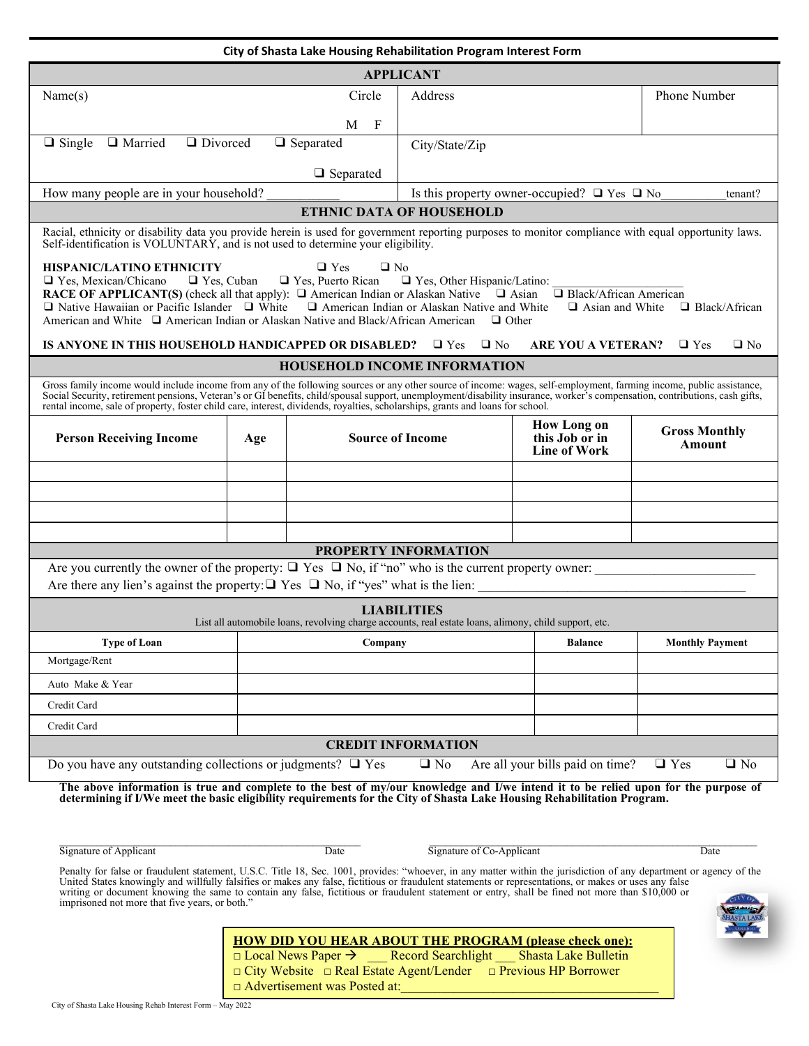## City of Shasta Lake Housing Rehabilitation Program Interest Form

| APPLICANT | | | |
|---|---|---|---|
| Name(s) | Circle M F | Address | Phone Number |
| ❑ Single ❑ Married ❑ Divorced ❑ Separated | ❑ Separated | City/State/Zip | |
| How many people are in your household? ___________ | | Is this property owner-occupied? ❑ Yes ❑ No_________tenant? | |

### ETHNIC DATA OF HOUSEHOLD

Racial, ethnicity or disability data you provide herein is used for government reporting purposes to monitor compliance with equal opportunity laws. Self-identification is VOLUNTARY, and is not used to determine your eligibility.

**HISPANIC/LATINO ETHNICITY** ❑ Yes ❑ No
❑ Yes, Mexican/Chicano ❑ Yes, Cuban ❑ Yes, Puerto Rican ❑ Yes, Other Hispanic/Latino: ___________________
**RACE OF APPLICANT(S)** (check all that apply): ❑ American Indian or Alaskan Native ❑ Asian ❑ Black/African American
❑ Native Hawaiian or Pacific Islander ❑ White ❑ American Indian or Alaskan Native and White ❑ Asian and White ❑ Black/African American and White ❑ American Indian or Alaskan Native and Black/African American ❑ Other

**IS ANYONE IN THIS HOUSEHOLD HANDICAPPED OR DISABLED?** ❑ Yes ❑ No **ARE YOU A VETERAN?** ❑ Yes ❑ No

### HOUSEHOLD INCOME INFORMATION

Gross family income would include income from any of the following sources or any other source of income: wages, self-employment, farming income, public assistance, Social Security, retirement pensions, Veteran's or GI benefits, child/spousal support, unemployment/disability insurance, worker's compensation, contributions, cash gifts, rental income, sale of property, foster child care, interest, dividends, royalties, scholarships, grants and loans for school.

| Person Receiving Income | Age | Source of Income | How Long on this Job or in Line of Work | Gross Monthly Amount |
|---|---|---|---|---|
| | | | | |
| | | | | |
| | | | | |
| | | | | |

### PROPERTY INFORMATION

Are you currently the owner of the property: ❑ Yes ❑ No, if "no" who is the current property owner: ________________________
Are there any lien's against the property: ❑ Yes ❑ No, if "yes" what is the lien: ________________________________________

### LIABILITIES

List all automobile loans, revolving charge accounts, real estate loans, alimony, child support, etc.

| Type of Loan | Company | Balance | Monthly Payment |
|---|---|---|---|
| Mortgage/Rent | | | |
| Auto Make & Year | | | |
| Credit Card | | | |
| Credit Card | | | |

### CREDIT INFORMATION

Do you have any outstanding collections or judgments? ❑ Yes ❑ No Are all your bills paid on time? ❑ Yes ❑ No

**The above information is true and complete to the best of my/our knowledge and I/we intend it to be relied upon for the purpose of determining if I/We meet the basic eligibility requirements for the City of Shasta Lake Housing Rehabilitation Program.**

_________________________________________ ________________________________________
Signature of Applicant Date Signature of Co-Applicant Date

Penalty for false or fraudulent statement, U.S.C. Title 18, Sec. 1001, provides: "whoever, in any matter within the jurisdiction of any department or agency of the United States knowingly and willfully falsifies or makes any false, fictitious or fraudulent statements or representations, or makes or uses any false writing or document knowing the same to contain any false, fictitious or fraudulent statement or entry, shall be fined not more than $10,000 or imprisoned not more that five years, or both."

**HOW DID YOU HEAR ABOUT THE PROGRAM (please check one):**
□ Local News Paper → ___ Record Searchlight ___ Shasta Lake Bulletin
□ City Website □ Real Estate Agent/Lender □ Previous HP Borrower
□ Advertisement was Posted at:_____________________________________

City of Shasta Lake Housing Rehab Interest Form – May 2022